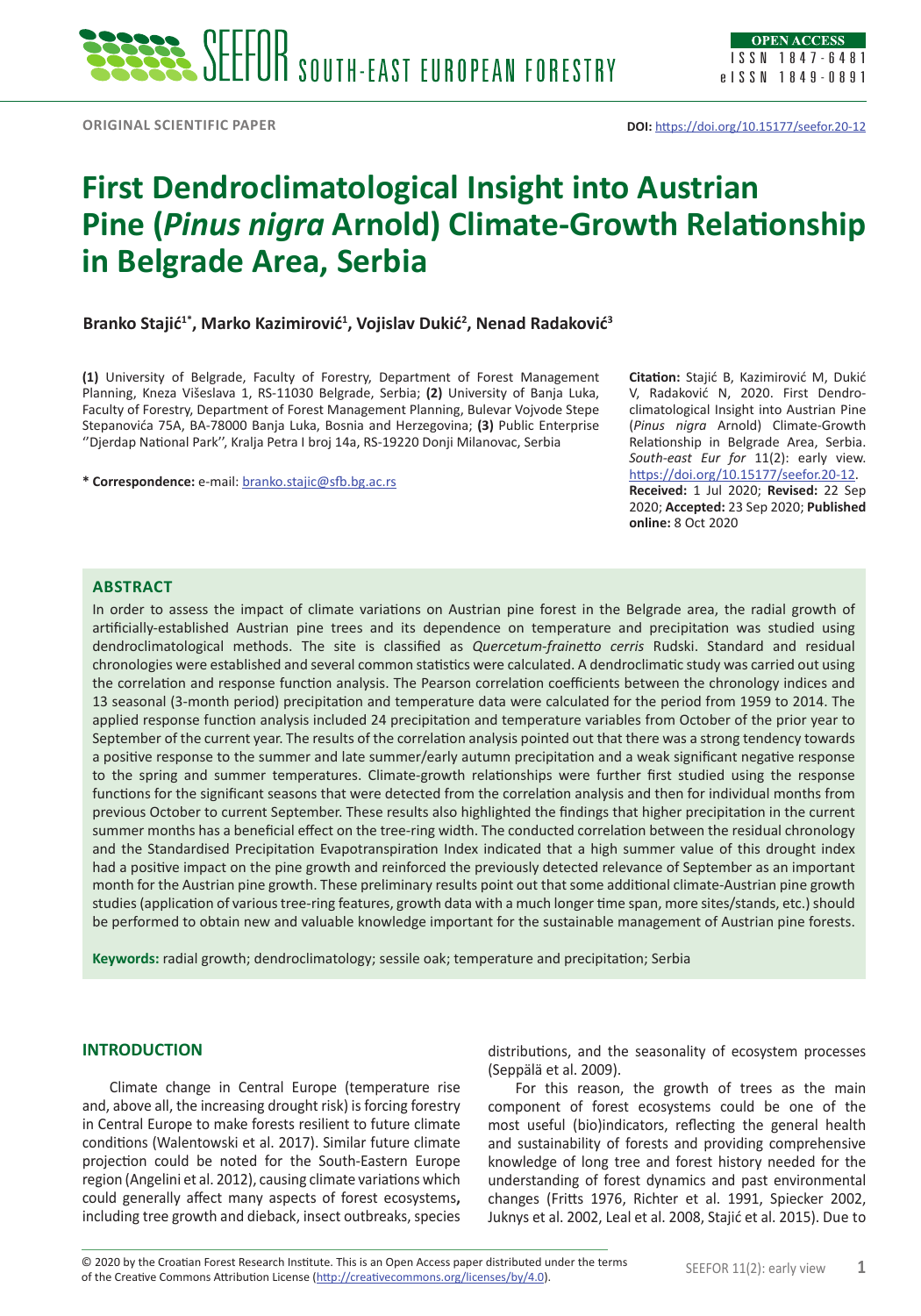ORIGINAL SCIENTIFIC PAPER

DOI: https://doi.org/10.15177/seefor.20-12

# First Dendroclimatological Insight into Austrian Pine (*Pinus nigra* Arnold) Climate-Growth Relationship in Belgrade Area, Serbia

**Branko Stajić[1*], Marko Kazimirović[1], Vojislav Dukić[2], Nenad Radaković[3]**

**(1)** University of Belgrade, Faculty of Forestry, Department of Forest Management Planning, Kneza Višeslava 1, RS-11030 Belgrade, Serbia; **(2)** University of Banja Luka, Faculty of Forestry, Department of Forest Management Planning, Bulevar Vojvode Stepe Stepanovića 75A, BA-78000 Banja Luka, Bosnia and Herzegovina; **(3)** Public Enterprise ''Djerdap National Park'', Kralja Petra I broj 14a, RS-19220 Donji Milanovac, Serbia

**\* Correspondence:** e-mail: branko.stajic@sfb.bg.ac.rs

**Citation:** Stajić B, Kazimirović M, Dukić V, Radaković N, 2020. First Dendroclimatological Insight into Austrian Pine (*Pinus nigra* Arnold) Climate-Growth Relationship in Belgrade Area, Serbia. *South-east Eur for* 11(2): early view. https://doi.org/10.15177/seefor.20-12.
**Received:** 1 Jul 2020; **Revised:** 22 Sep 2020; **Accepted:** 23 Sep 2020; **Published online:** 8 Oct 2020

## ABSTRACT

In order to assess the impact of climate variations on Austrian pine forest in the Belgrade area, the radial growth of artificially-established Austrian pine trees and its dependence on temperature and precipitation was studied using dendroclimatological methods. The site is classified as *Quercetum-frainetto cerris* Rudski. Standard and residual chronologies were established and several common statistics were calculated. A dendroclimatic study was carried out using the correlation and response function analysis. The Pearson correlation coefficients between the chronology indices and 13 seasonal (3-month period) precipitation and temperature data were calculated for the period from 1959 to 2014. The applied response function analysis included 24 precipitation and temperature variables from October of the prior year to September of the current year. The results of the correlation analysis pointed out that there was a strong tendency towards a positive response to the summer and late summer/early autumn precipitation and a weak significant negative response to the spring and summer temperatures. Climate-growth relationships were further first studied using the response functions for the significant seasons that were detected from the correlation analysis and then for individual months from previous October to current September. These results also highlighted the findings that higher precipitation in the current summer months has a beneficial effect on the tree-ring width. The conducted correlation between the residual chronology and the Standardised Precipitation Evapotranspiration Index indicated that a high summer value of this drought index had a positive impact on the pine growth and reinforced the previously detected relevance of September as an important month for the Austrian pine growth. These preliminary results point out that some additional climate-Austrian pine growth studies (application of various tree-ring features, growth data with a much longer time span, more sites/stands, etc.) should be performed to obtain new and valuable knowledge important for the sustainable management of Austrian pine forests.

**Keywords:** radial growth; dendroclimatology; sessile oak; temperature and precipitation; Serbia

## INTRODUCTION

Climate change in Central Europe (temperature rise and, above all, the increasing drought risk) is forcing forestry in Central Europe to make forests resilient to future climate conditions (Walentowski et al. 2017). Similar future climate projection could be noted for the South-Eastern Europe region (Angelini et al. 2012), causing climate variations which could generally affect many aspects of forest ecosystems**,** including tree growth and dieback, insect outbreaks, species distributions, and the seasonality of ecosystem processes (Seppälä et al. 2009).

For this reason, the growth of trees as the main component of forest ecosystems could be one of the most useful (bio)indicators, reflecting the general health and sustainability of forests and providing comprehensive knowledge of long tree and forest history needed for the understanding of forest dynamics and past environmental changes (Fritts 1976, Richter et al. 1991, Spiecker 2002, Juknys et al. 2002, Leal et al. 2008, Stajić et al. 2015). Due to

© 2020 by the Croatian Forest Research Institute. This is an Open Access paper distributed under the terms of the Creative Commons Attribution License (http://creativecommons.org/licenses/by/4.0).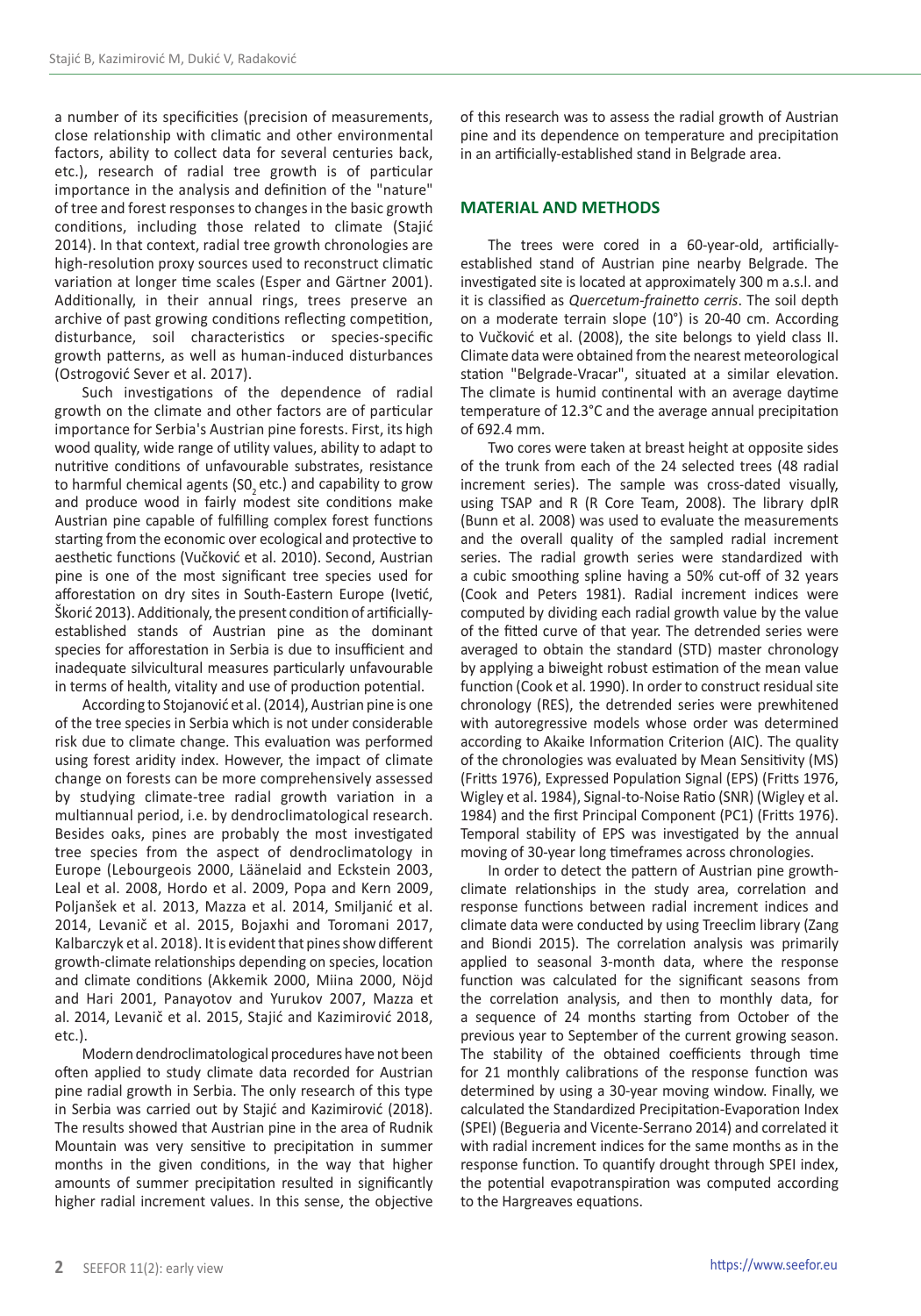a number of its specificities (precision of measurements, close relationship with climatic and other environmental factors, ability to collect data for several centuries back, etc.), research of radial tree growth is of particular importance in the analysis and definition of the "nature" of tree and forest responses to changes in the basic growth conditions, including those related to climate (Stajić 2014). In that context, radial tree growth chronologies are high-resolution proxy sources used to reconstruct climatic variation at longer time scales (Esper and Gärtner 2001). Additionally, in their annual rings, trees preserve an archive of past growing conditions reflecting competition, disturbance, soil characteristics or species-specific growth patterns, as well as human-induced disturbances (Ostrogović Sever et al. 2017).

Such investigations of the dependence of radial growth on the climate and other factors are of particular importance for Serbia's Austrian pine forests. First, its high wood quality, wide range of utility values, ability to adapt to nutritive conditions of unfavourable substrates, resistance to harmful chemical agents ($SO_2$ etc.) and capability to grow and produce wood in fairly modest site conditions make Austrian pine capable of fulfilling complex forest functions starting from the economic over ecological and protective to aesthetic functions (Vučković et al. 2010). Second, Austrian pine is one of the most significant tree species used for afforestation on dry sites in South-Eastern Europe (Ivetić, Škorić 2013). Additionaly, the present condition of artificially-established stands of Austrian pine as the dominant species for afforestation in Serbia is due to insufficient and inadequate silvicultural measures particularly unfavourable in terms of health, vitality and use of production potential.

According to Stojanović et al. (2014), Austrian pine is one of the tree species in Serbia which is not under considerable risk due to climate change. This evaluation was performed using forest aridity index. However, the impact of climate change on forests can be more comprehensively assessed by studying climate-tree radial growth variation in a multiannual period, i.e. by dendroclimatological research. Besides oaks, pines are probably the most investigated tree species from the aspect of dendroclimatology in Europe (Lebourgeois 2000, Läänelaid and Eckstein 2003, Leal et al. 2008, Hordo et al. 2009, Popa and Kern 2009, Poljanšek et al. 2013, Mazza et al. 2014, Smiljanić et al. 2014, Levanič et al. 2015, Bojaxhi and Toromani 2017, Kalbarczyk et al. 2018). It is evident that pines show different growth-climate relationships depending on species, location and climate conditions (Akkemik 2000, Miina 2000, Nöjd and Hari 2001, Panayotov and Yurukov 2007, Mazza et al. 2014, Levanič et al. 2015, Stajić and Kazimirović 2018, etc.).

Modern dendroclimatological procedures have not been often applied to study climate data recorded for Austrian pine radial growth in Serbia. The only research of this type in Serbia was carried out by Stajić and Kazimirović (2018). The results showed that Austrian pine in the area of Rudnik Mountain was very sensitive to precipitation in summer months in the given conditions, in the way that higher amounts of summer precipitation resulted in significantly higher radial increment values. In this sense, the objective of this research was to assess the radial growth of Austrian pine and its dependence on temperature and precipitation in an artificially-established stand in Belgrade area.

## MATERIAL AND METHODS

The trees were cored in a 60-year-old, artificially-established stand of Austrian pine nearby Belgrade. The investigated site is located at approximately 300 m a.s.l. and it is classified as *Quercetum-frainetto cerris*. The soil depth on a moderate terrain slope (10°) is 20-40 cm. According to Vučković et al. (2008), the site belongs to yield class II. Climate data were obtained from the nearest meteorological station "Belgrade-Vracar", situated at a similar elevation. The climate is humid continental with an average daytime temperature of 12.3°C and the average annual precipitation of 692.4 mm.

Two cores were taken at breast height at opposite sides of the trunk from each of the 24 selected trees (48 radial increment series). The sample was cross-dated visually, using TSAP and R (R Core Team, 2008). The library dplR (Bunn et al. 2008) was used to evaluate the measurements and the overall quality of the sampled radial increment series. The radial growth series were standardized with a cubic smoothing spline having a 50% cut-off of 32 years (Cook and Peters 1981). Radial increment indices were computed by dividing each radial growth value by the value of the fitted curve of that year. The detrended series were averaged to obtain the standard (STD) master chronology by applying a biweight robust estimation of the mean value function (Cook et al. 1990). In order to construct residual site chronology (RES), the detrended series were prewhitened with autoregressive models whose order was determined according to Akaike Information Criterion (AIC). The quality of the chronologies was evaluated by Mean Sensitivity (MS) (Fritts 1976), Expressed Population Signal (EPS) (Fritts 1976, Wigley et al. 1984), Signal-to-Noise Ratio (SNR) (Wigley et al. 1984) and the first Principal Component (PC1) (Fritts 1976). Temporal stability of EPS was investigated by the annual moving of 30-year long timeframes across chronologies.

In order to detect the pattern of Austrian pine growth-climate relationships in the study area, correlation and response functions between radial increment indices and climate data were conducted by using Treeclim library (Zang and Biondi 2015). The correlation analysis was primarily applied to seasonal 3-month data, where the response function was calculated for the significant seasons from the correlation analysis, and then to monthly data, for a sequence of 24 months starting from October of the previous year to September of the current growing season. The stability of the obtained coefficients through time for 21 monthly calibrations of the response function was determined by using a 30-year moving window. Finally, we calculated the Standardized Precipitation-Evaporation Index (SPEI) (Begueria and Vicente-Serrano 2014) and correlated it with radial increment indices for the same months as in the response function. To quantify drought through SPEI index, the potential evapotranspiration was computed according to the Hargreaves equations.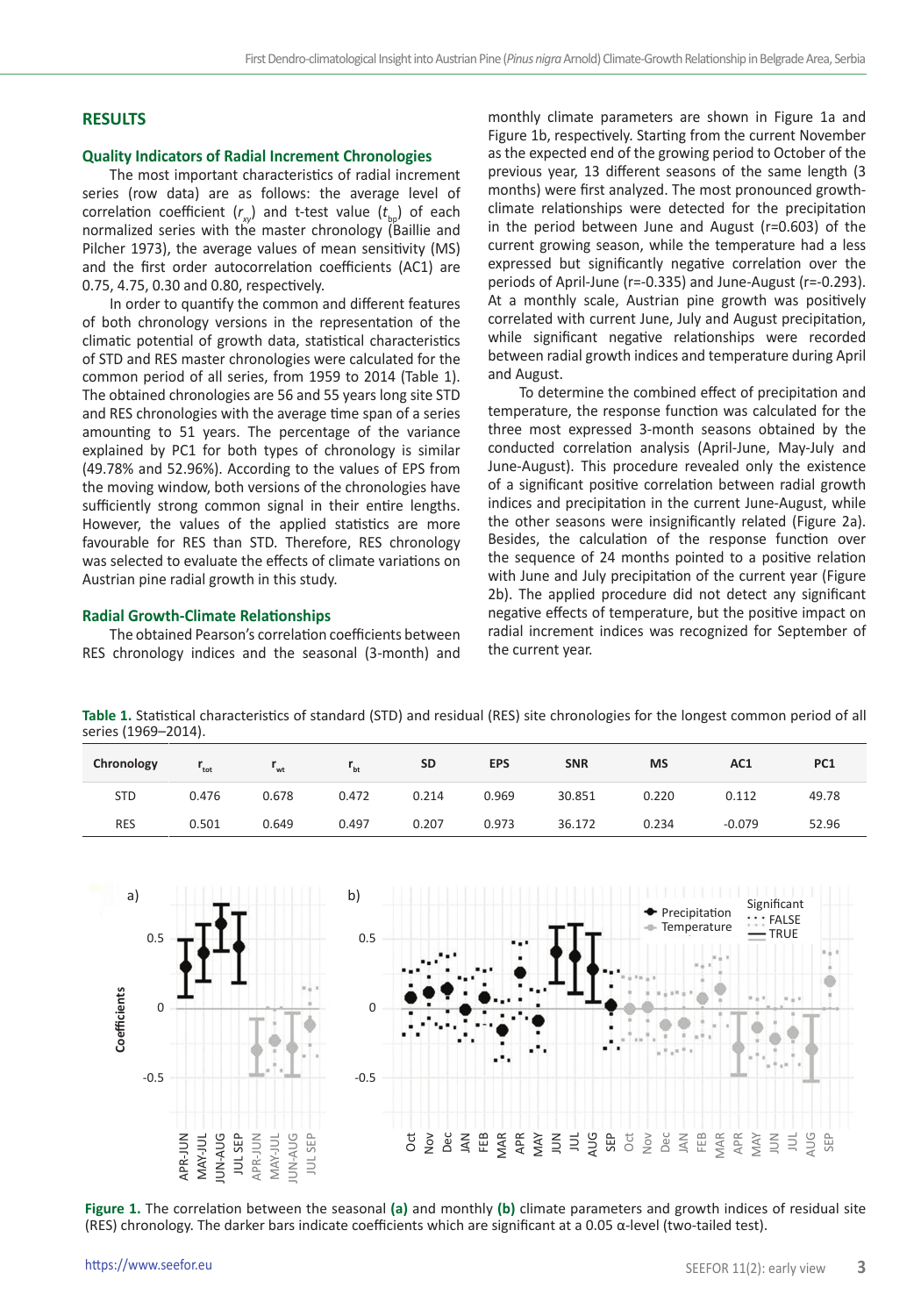## RESULTS

### Quality Indicators of Radial Increment Chronologies

The most important characteristics of radial increment series (row data) are as follows: the average level of correlation coefficient ($r_{xy}$) and t-test value ($t_{bp}$) of each normalized series with the master chronology (Baillie and Pilcher 1973), the average values of mean sensitivity (MS) and the first order autocorrelation coefficients (AC1) are 0.75, 4.75, 0.30 and 0.80, respectively.

In order to quantify the common and different features of both chronology versions in the representation of the climatic potential of growth data, statistical characteristics of STD and RES master chronologies were calculated for the common period of all series, from 1959 to 2014 (Table 1). The obtained chronologies are 56 and 55 years long site STD and RES chronologies with the average time span of a series amounting to 51 years. The percentage of the variance explained by PC1 for both types of chronology is similar (49.78% and 52.96%). According to the values of EPS from the moving window, both versions of the chronologies have sufficiently strong common signal in their entire lengths. However, the values of the applied statistics are more favourable for RES than STD. Therefore, RES chronology was selected to evaluate the effects of climate variations on Austrian pine radial growth in this study.

### Radial Growth-Climate Relationships

The obtained Pearson's correlation coefficients between RES chronology indices and the seasonal (3-month) and monthly climate parameters are shown in Figure 1a and Figure 1b, respectively. Starting from the current November as the expected end of the growing period to October of the previous year, 13 different seasons of the same length (3 months) were first analyzed. The most pronounced growth-climate relationships were detected for the precipitation in the period between June and August (r=0.603) of the current growing season, while the temperature had a less expressed but significantly negative correlation over the periods of April-June (r=-0.335) and June-August (r=-0.293). At a monthly scale, Austrian pine growth was positively correlated with current June, July and August precipitation, while significant negative relationships were recorded between radial growth indices and temperature during April and August.

To determine the combined effect of precipitation and temperature, the response function was calculated for the three most expressed 3-month seasons obtained by the conducted correlation analysis (April-June, May-July and June-August). This procedure revealed only the existence of a significant positive correlation between radial growth indices and precipitation in the current June-August, while the other seasons were insignificantly related (Figure 2a). Besides, the calculation of the response function over the sequence of 24 months pointed to a positive relation with June and July precipitation of the current year (Figure 2b). The applied procedure did not detect any significant negative effects of temperature, but the positive impact on radial increment indices was recognized for September of the current year.

**Table 1.** Statistical characteristics of standard (STD) and residual (RES) site chronologies for the longest common period of all series (1969–2014).

| Chronology | $r_{tot}$ | $r_{wt}$ | $r_{bt}$ | SD | EPS | SNR | MS | AC1 | PC1 |
|---|---|---|---|---|---|---|---|---|---|
| STD | 0.476 | 0.678 | 0.472 | 0.214 | 0.969 | 30.851 | 0.220 | 0.112 | 49.78 |
| RES | 0.501 | 0.649 | 0.497 | 0.207 | 0.973 | 36.172 | 0.234 | -0.079 | 52.96 |

**Figure 1.** The correlation between the seasonal **(a)** and monthly **(b)** climate parameters and growth indices of residual site (RES) chronology. The darker bars indicate coefficients which are significant at a 0.05 α-level (two-tailed test).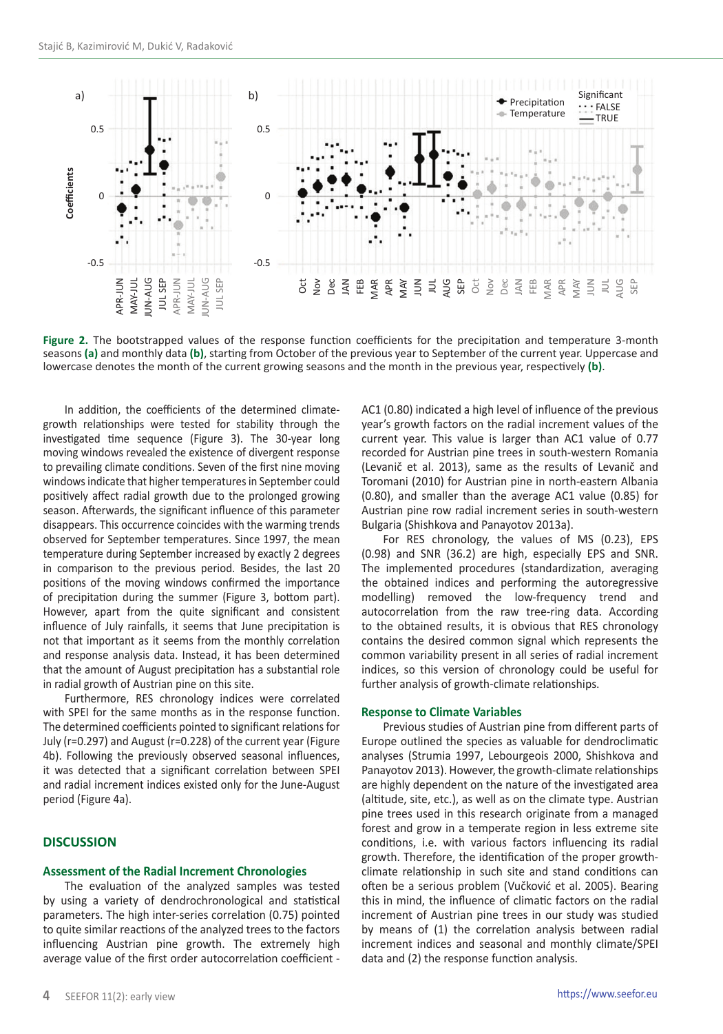**Figure 2.** The bootstrapped values of the response function coefficients for the precipitation and temperature 3-month seasons **(a)** and monthly data **(b)**, starting from October of the previous year to September of the current year. Uppercase and lowercase denotes the month of the current growing seasons and the month in the previous year, respectively **(b)**.

In addition, the coefficients of the determined climate-growth relationships were tested for stability through the investigated time sequence (Figure 3). The 30-year long moving windows revealed the existence of divergent response to prevailing climate conditions. Seven of the first nine moving windows indicate that higher temperatures in September could positively affect radial growth due to the prolonged growing season. Afterwards, the significant influence of this parameter disappears. This occurrence coincides with the warming trends observed for September temperatures. Since 1997, the mean temperature during September increased by exactly 2 degrees in comparison to the previous period. Besides, the last 20 positions of the moving windows confirmed the importance of precipitation during the summer (Figure 3, bottom part). However, apart from the quite significant and consistent influence of July rainfalls, it seems that June precipitation is not that important as it seems from the monthly correlation and response analysis data. Instead, it has been determined that the amount of August precipitation has a substantial role in radial growth of Austrian pine on this site.

Furthermore, RES chronology indices were correlated with SPEI for the same months as in the response function. The determined coefficients pointed to significant relations for July (r=0.297) and August (r=0.228) of the current year (Figure 4b). Following the previously observed seasonal influences, it was detected that a significant correlation between SPEI and radial increment indices existed only for the June-August period (Figure 4a).

## DISCUSSION

### Assessment of the Radial Increment Chronologies

The evaluation of the analyzed samples was tested by using a variety of dendrochronological and statistical parameters. The high inter-series correlation (0.75) pointed to quite similar reactions of the analyzed trees to the factors influencing Austrian pine growth. The extremely high average value of the first order autocorrelation coefficient - AC1 (0.80) indicated a high level of influence of the previous year's growth factors on the radial increment values of the current year. This value is larger than AC1 value of 0.77 recorded for Austrian pine trees in south-western Romania (Levanič et al. 2013), same as the results of Levanič and Toromani (2010) for Austrian pine in north-eastern Albania (0.80), and smaller than the average AC1 value (0.85) for Austrian pine row radial increment series in south-western Bulgaria (Shishkova and Panayotov 2013a).

For RES chronology, the values of MS (0.23), EPS (0.98) and SNR (36.2) are high, especially EPS and SNR. The implemented procedures (standardization, averaging the obtained indices and performing the autoregressive modelling) removed the low-frequency trend and autocorrelation from the raw tree-ring data. According to the obtained results, it is obvious that RES chronology contains the desired common signal which represents the common variability present in all series of radial increment indices, so this version of chronology could be useful for further analysis of growth-climate relationships.

### Response to Climate Variables

Previous studies of Austrian pine from different parts of Europe outlined the species as valuable for dendroclimatic analyses (Strumia 1997, Lebourgeois 2000, Shishkova and Panayotov 2013). However, the growth-climate relationships are highly dependent on the nature of the investigated area (altitude, site, etc.), as well as on the climate type. Austrian pine trees used in this research originate from a managed forest and grow in a temperate region in less extreme site conditions, i.e. with various factors influencing its radial growth. Therefore, the identification of the proper growth-climate relationship in such site and stand conditions can often be a serious problem (Vučković et al. 2005). Bearing this in mind, the influence of climatic factors on the radial increment of Austrian pine trees in our study was studied by means of (1) the correlation analysis between radial increment indices and seasonal and monthly climate/SPEI data and (2) the response function analysis.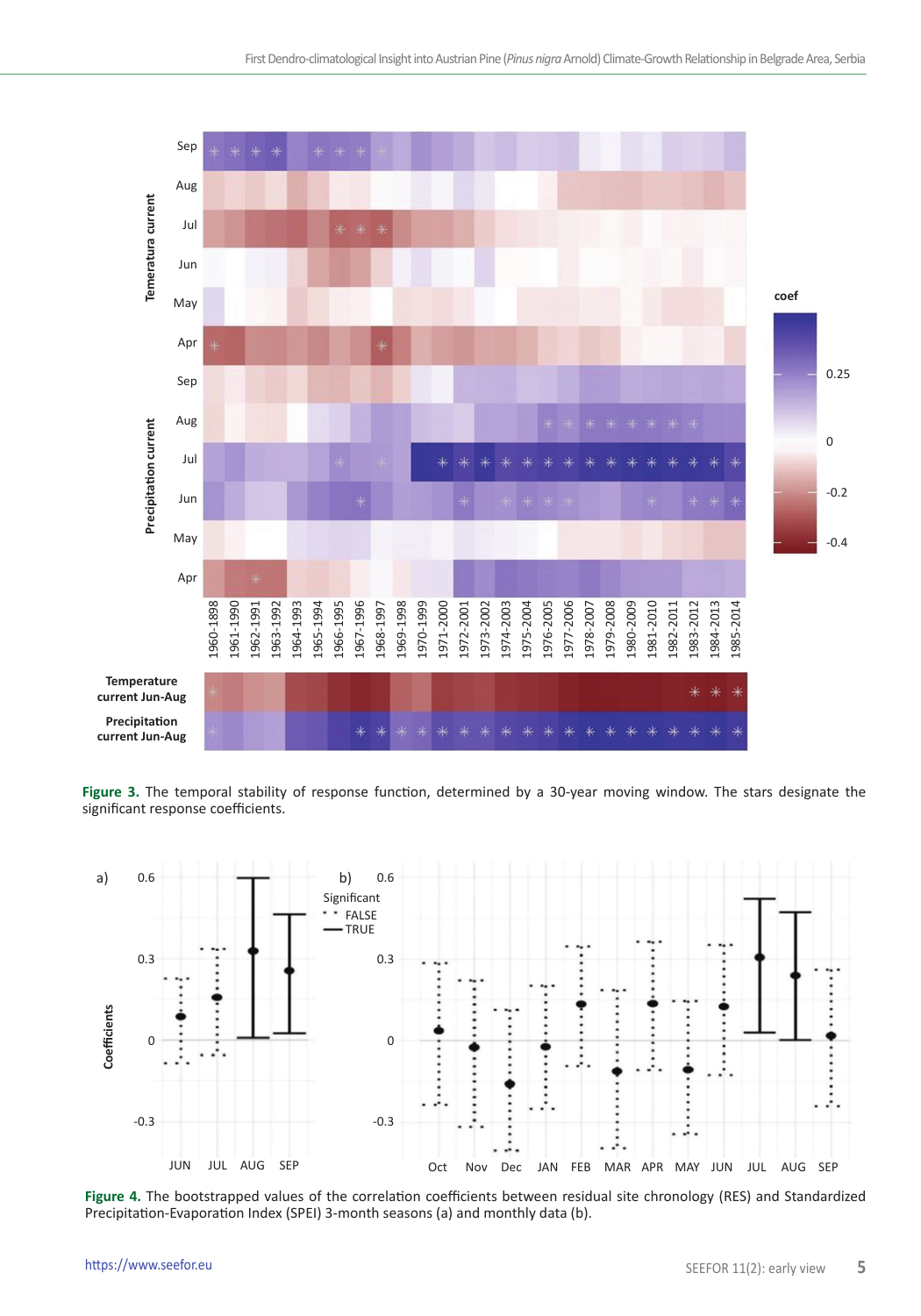Figure 3. The temporal stability of response function, determined by a 30-year moving window. The stars designate the significant response coefficients.

Figure 4. The bootstrapped values of the correlation coefficients between residual site chronology (RES) and Standardized Precipitation-Evaporation Index (SPEI) 3-month seasons (a) and monthly data (b).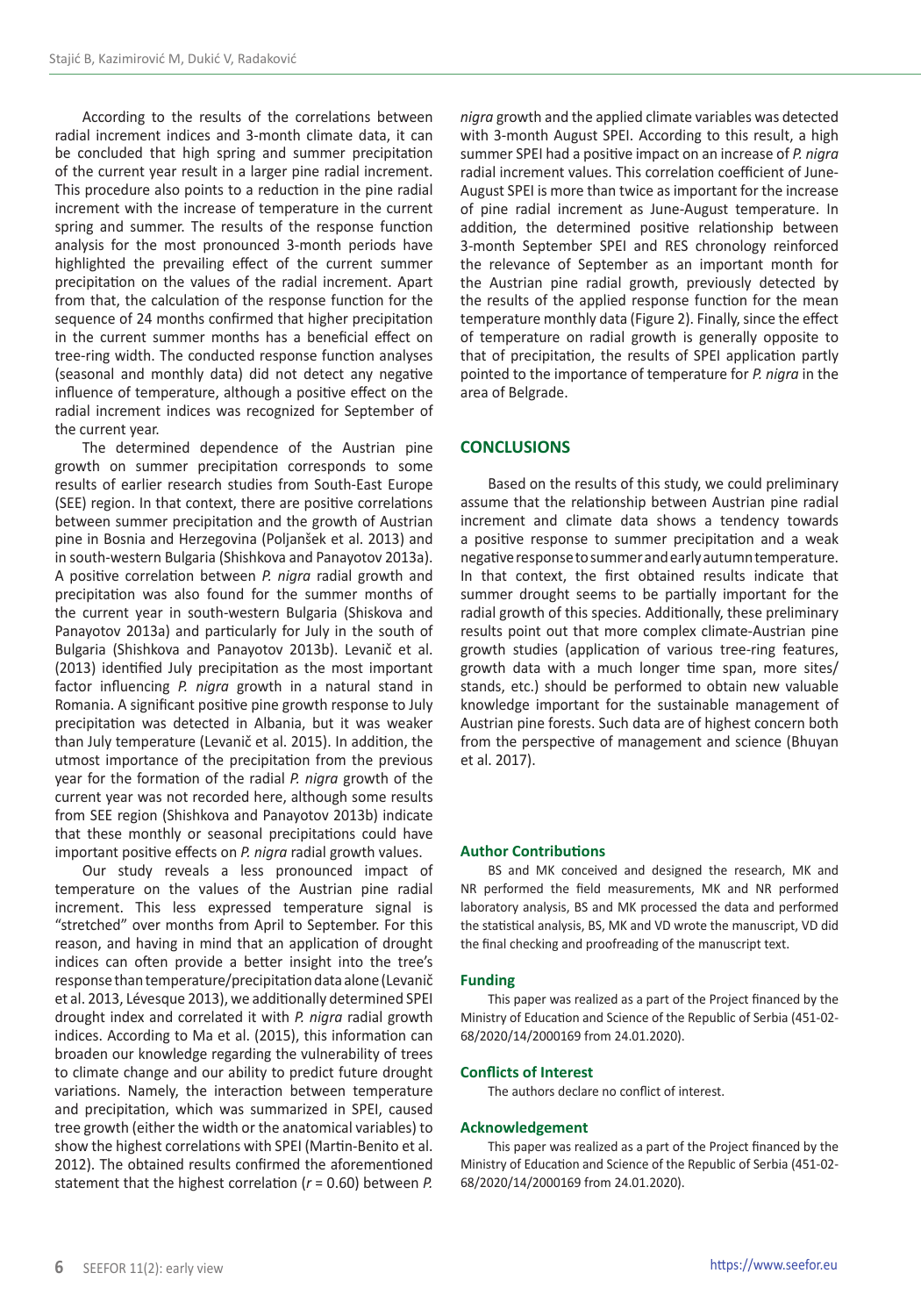According to the results of the correlations between radial increment indices and 3-month climate data, it can be concluded that high spring and summer precipitation of the current year result in a larger pine radial increment. This procedure also points to a reduction in the pine radial increment with the increase of temperature in the current spring and summer. The results of the response function analysis for the most pronounced 3-month periods have highlighted the prevailing effect of the current summer precipitation on the values of the radial increment. Apart from that, the calculation of the response function for the sequence of 24 months confirmed that higher precipitation in the current summer months has a beneficial effect on tree-ring width. The conducted response function analyses (seasonal and monthly data) did not detect any negative influence of temperature, although a positive effect on the radial increment indices was recognized for September of the current year.

The determined dependence of the Austrian pine growth on summer precipitation corresponds to some results of earlier research studies from South-East Europe (SEE) region. In that context, there are positive correlations between summer precipitation and the growth of Austrian pine in Bosnia and Herzegovina (Poljanšek et al. 2013) and in south-western Bulgaria (Shishkova and Panayotov 2013a). A positive correlation between *P. nigra* radial growth and precipitation was also found for the summer months of the current year in south-western Bulgaria (Shiskova and Panayotov 2013a) and particularly for July in the south of Bulgaria (Shishkova and Panayotov 2013b). Levanič et al. (2013) identified July precipitation as the most important factor influencing *P. nigra* growth in a natural stand in Romania. A significant positive pine growth response to July precipitation was detected in Albania, but it was weaker than July temperature (Levanič et al. 2015). In addition, the utmost importance of the precipitation from the previous year for the formation of the radial *P. nigra* growth of the current year was not recorded here, although some results from SEE region (Shishkova and Panayotov 2013b) indicate that these monthly or seasonal precipitations could have important positive effects on *P. nigra* radial growth values.

Our study reveals a less pronounced impact of temperature on the values of the Austrian pine radial increment. This less expressed temperature signal is "stretched" over months from April to September. For this reason, and having in mind that an application of drought indices can often provide a better insight into the tree's response than temperature/precipitation data alone (Levanič et al. 2013, Lévesque 2013), we additionally determined SPEI drought index and correlated it with *P. nigra* radial growth indices. According to Ma et al. (2015), this information can broaden our knowledge regarding the vulnerability of trees to climate change and our ability to predict future drought variations. Namely, the interaction between temperature and precipitation, which was summarized in SPEI, caused tree growth (either the width or the anatomical variables) to show the highest correlations with SPEI (Martin-Benito et al. 2012). The obtained results confirmed the aforementioned statement that the highest correlation ($r = 0.60$) between *P. nigra* growth and the applied climate variables was detected with 3-month August SPEI. According to this result, a high summer SPEI had a positive impact on an increase of *P. nigra* radial increment values. This correlation coefficient of June-August SPEI is more than twice as important for the increase of pine radial increment as June-August temperature. In addition, the determined positive relationship between 3-month September SPEI and RES chronology reinforced the relevance of September as an important month for the Austrian pine radial growth, previously detected by the results of the applied response function for the mean temperature monthly data (Figure 2). Finally, since the effect of temperature on radial growth is generally opposite to that of precipitation, the results of SPEI application partly pointed to the importance of temperature for *P. nigra* in the area of Belgrade.

## CONCLUSIONS

Based on the results of this study, we could preliminary assume that the relationship between Austrian pine radial increment and climate data shows a tendency towards a positive response to summer precipitation and a weak negative response to summer and early autumn temperature. In that context, the first obtained results indicate that summer drought seems to be partially important for the radial growth of this species. Additionally, these preliminary results point out that more complex climate-Austrian pine growth studies (application of various tree-ring features, growth data with a much longer time span, more sites/stands, etc.) should be performed to obtain new valuable knowledge important for the sustainable management of Austrian pine forests. Such data are of highest concern both from the perspective of management and science (Bhuyan et al. 2017).

### Author Contributions

BS and MK conceived and designed the research, MK and NR performed the field measurements, MK and NR performed laboratory analysis, BS and MK processed the data and performed the statistical analysis, BS, MK and VD wrote the manuscript, VD did the final checking and proofreading of the manuscript text.

### Funding

This paper was realized as a part of the Project financed by the Ministry of Education and Science of the Republic of Serbia (451-02-68/2020/14/2000169 from 24.01.2020).

### Conflicts of Interest

The authors declare no conflict of interest.

### Acknowledgement

This paper was realized as a part of the Project financed by the Ministry of Education and Science of the Republic of Serbia (451-02-68/2020/14/2000169 from 24.01.2020).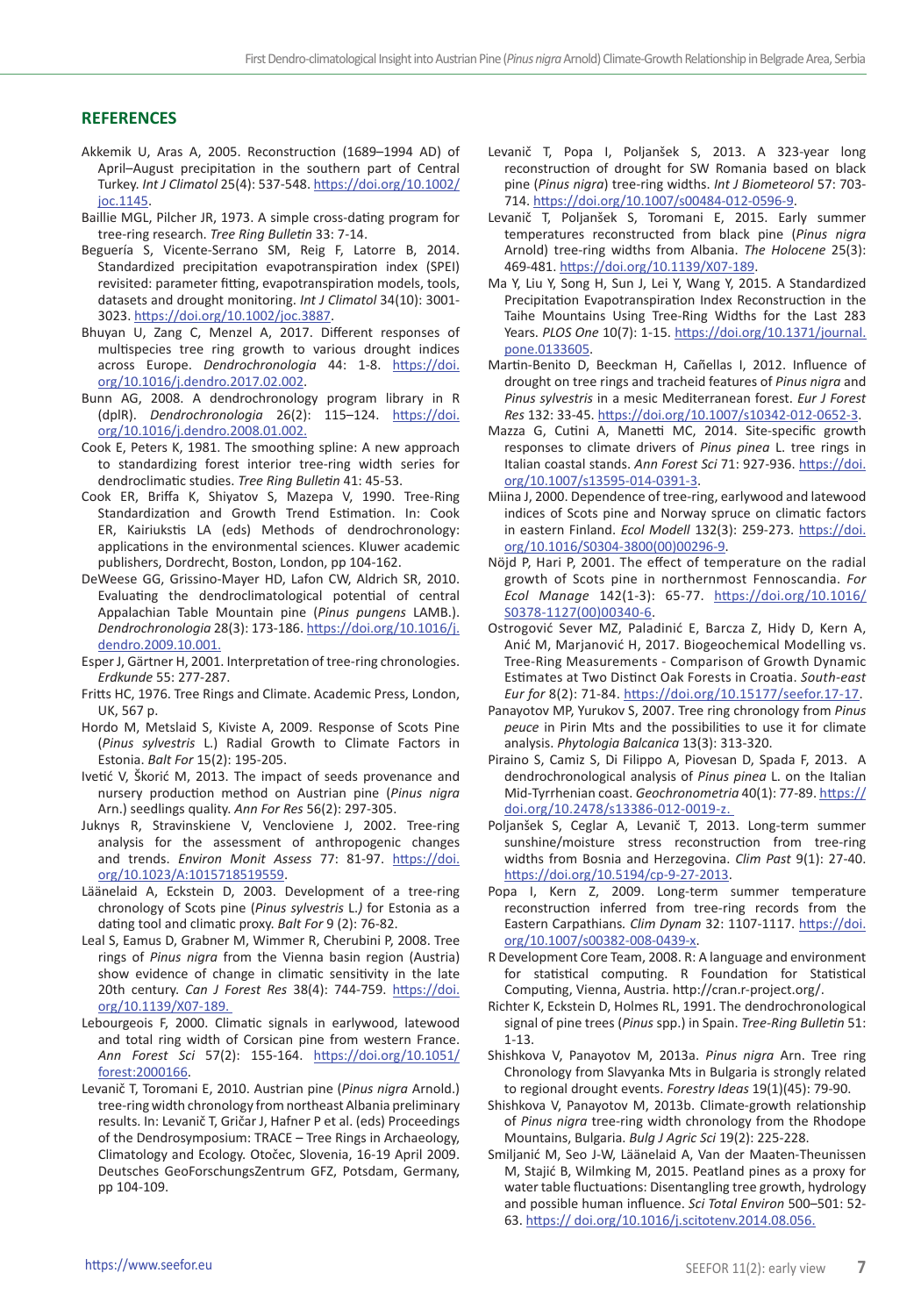## REFERENCES

Akkemik U, Aras A, 2005. Reconstruction (1689–1994 AD) of April–August precipitation in the southern part of Central Turkey. *Int J Climatol* 25(4): 537-548. https://doi.org/10.1002/joc.1145.

Baillie MGL, Pilcher JR, 1973. A simple cross-dating program for tree-ring research. *Tree Ring Bulletin* 33: 7-14.

Beguería S, Vicente-Serrano SM, Reig F, Latorre B, 2014. Standardized precipitation evapotranspiration index (SPEI) revisited: parameter fitting, evapotranspiration models, tools, datasets and drought monitoring. *Int J Climatol* 34(10): 3001-3023. https://doi.org/10.1002/joc.3887.

Bhuyan U, Zang C, Menzel A, 2017. Different responses of multispecies tree ring growth to various drought indices across Europe. *Dendrochronologia* 44: 1-8. https://doi.org/10.1016/j.dendro.2017.02.002.

Bunn AG, 2008. A dendrochronology program library in R (dplR). *Dendrochronologia* 26(2): 115–124. https://doi.org/10.1016/j.dendro.2008.01.002.

Cook E, Peters K, 1981. The smoothing spline: A new approach to standardizing forest interior tree-ring width series for dendroclimatic studies. *Tree Ring Bulletin* 41: 45-53.

Cook ER, Briffa K, Shiyatov S, Mazepa V, 1990. Tree-Ring Standardization and Growth Trend Estimation. In: Cook ER, Kairiukstis LA (eds) Methods of dendrochronology: applications in the environmental sciences. Kluwer academic publishers, Dordrecht, Boston, London, pp 104-162.

DeWeese GG, Grissino-Mayer HD, Lafon CW, Aldrich SR, 2010. Evaluating the dendroclimatological potential of central Appalachian Table Mountain pine (*Pinus pungens* LAMB.). *Dendrochronologia* 28(3): 173-186. https://doi.org/10.1016/j.dendro.2009.10.001.

Esper J, Gärtner H, 2001. Interpretation of tree-ring chronologies. *Erdkunde* 55: 277-287.

Fritts HC, 1976. Tree Rings and Climate. Academic Press, London, UK, 567 p.

Hordo M, Metslaid S, Kiviste A, 2009. Response of Scots Pine (*Pinus sylvestris* L.) Radial Growth to Climate Factors in Estonia. *Balt For* 15(2): 195-205.

Ivetić V, Škorić M, 2013. The impact of seeds provenance and nursery production method on Austrian pine (*Pinus nigra* Arn.) seedlings quality. *Ann For Res* 56(2): 297-305.

Juknys R, Stravinskiene V, Vencloviene J, 2002. Tree-ring analysis for the assessment of anthropogenic changes and trends. *Environ Monit Assess* 77: 81-97. https://doi.org/10.1023/A:1015718519559.

Läänelaid A, Eckstein D, 2003. Development of a tree-ring chronology of Scots pine (*Pinus sylvestris* L.*)* for Estonia as a dating tool and climatic proxy. *Balt For* 9 (2): 76-82.

Leal S, Eamus D, Grabner M, Wimmer R, Cherubini P, 2008. Tree rings of *Pinus nigra* from the Vienna basin region (Austria) show evidence of change in climatic sensitivity in the late 20th century. *Can J Forest Res* 38(4): 744-759. https://doi.org/10.1139/X07-189.

Lebourgeois F, 2000. Climatic signals in earlywood, latewood and total ring width of Corsican pine from western France. *Ann Forest Sci* 57(2): 155-164. https://doi.org/10.1051/forest:2000166.

Levanič T, Toromani E, 2010. Austrian pine (*Pinus nigra* Arnold.) tree-ring width chronology from northeast Albania preliminary results. In: Levanič T, Gričar J, Hafner P et al. (eds) Proceedings of the Dendrosymposium: TRACE – Tree Rings in Archaeology, Climatology and Ecology. Otočec, Slovenia, 16-19 April 2009. Deutsches GeoForschungsZentrum GFZ, Potsdam, Germany, pp 104-109.

Levanič T, Popa I, Poljanšek S, 2013. A 323-year long reconstruction of drought for SW Romania based on black pine (*Pinus nigra*) tree-ring widths. *Int J Biometeorol* 57: 703-714. https://doi.org/10.1007/s00484-012-0596-9.

Levanič T, Poljanšek S, Toromani E, 2015. Early summer temperatures reconstructed from black pine (*Pinus nigra* Arnold) tree-ring widths from Albania. *The Holocene* 25(3): 469-481. https://doi.org/10.1139/X07-189.

Ma Y, Liu Y, Song H, Sun J, Lei Y, Wang Y, 2015. A Standardized Precipitation Evapotranspiration Index Reconstruction in the Taihe Mountains Using Tree-Ring Widths for the Last 283 Years. *PLOS One* 10(7): 1-15. https://doi.org/10.1371/journal.pone.0133605.

Martin-Benito D, Beeckman H, Cañellas I, 2012. Influence of drought on tree rings and tracheid features of *Pinus nigra* and *Pinus sylvestris* in a mesic Mediterranean forest. *Eur J Forest Res* 132: 33-45. https://doi.org/10.1007/s10342-012-0652-3.

Mazza G, Cutini A, Manetti MC, 2014. Site-specific growth responses to climate drivers of *Pinus pinea* L. tree rings in Italian coastal stands. *Ann Forest Sci* 71: 927-936. https://doi.org/10.1007/s13595-014-0391-3.

Miina J, 2000. Dependence of tree-ring, earlywood and latewood indices of Scots pine and Norway spruce on climatic factors in eastern Finland. *Ecol Modell* 132(3): 259-273. https://doi.org/10.1016/S0304-3800(00)00296-9.

Nöjd P, Hari P, 2001. The effect of temperature on the radial growth of Scots pine in northernmost Fennoscandia. *For Ecol Manage* 142(1-3): 65-77. https://doi.org/10.1016/S0378-1127(00)00340-6.

Ostrogović Sever MZ, Paladinić E, Barcza Z, Hidy D, Kern A, Anić M, Marjanović H, 2017. Biogeochemical Modelling vs. Tree-Ring Measurements - Comparison of Growth Dynamic Estimates at Two Distinct Oak Forests in Croatia. *South-east Eur for* 8(2): 71-84. https://doi.org/10.15177/seefor.17-17.

Panayotov MP, Yurukov S, 2007. Tree ring chronology from *Pinus peuce* in Pirin Mts and the possibilities to use it for climate analysis. *Phytologia Balcanica* 13(3): 313-320.

Piraino S, Camiz S, Di Filippo A, Piovesan D, Spada F, 2013. A dendrochronological analysis of *Pinus pinea* L. on the Italian Mid-Tyrrhenian coast. *Geochronometria* 40(1): 77-89. https://doi.org/10.2478/s13386-012-0019-z.

Poljanšek S, Ceglar A, Levanič T, 2013. Long-term summer sunshine/moisture stress reconstruction from tree-ring widths from Bosnia and Herzegovina. *Clim Past* 9(1): 27-40. https://doi.org/10.5194/cp-9-27-2013.

Popa I, Kern Z, 2009. Long-term summer temperature reconstruction inferred from tree-ring records from the Eastern Carpathians. *Clim Dynam* 32: 1107-1117. https://doi.org/10.1007/s00382-008-0439-x.

R Development Core Team, 2008. R: A language and environment for statistical computing. R Foundation for Statistical Computing, Vienna, Austria. http://cran.r-project.org/.

Richter K, Eckstein D, Holmes RL, 1991. The dendrochronological signal of pine trees (*Pinus* spp.) in Spain. *Tree-Ring Bulletin* 51: 1-13.

Shishkova V, Panayotov M, 2013a. *Pinus nigra* Arn. Tree ring Chronology from Slavyanka Mts in Bulgaria is strongly related to regional drought events. *Forestry Ideas* 19(1)(45): 79-90.

Shishkova V, Panayotov M, 2013b. Climate-growth relationship of *Pinus nigra* tree-ring width chronology from the Rhodope Mountains, Bulgaria. *Bulg J Agric Sci* 19(2): 225-228.

Smiljanić M, Seo J-W, Läänelaid A, Van der Maaten-Theunissen M, Stajić B, Wilmking M, 2015. Peatland pines as a proxy for water table fluctuations: Disentangling tree growth, hydrology and possible human influence. *Sci Total Environ* 500–501: 52-63. https:// doi.org/10.1016/j.scitotenv.2014.08.056.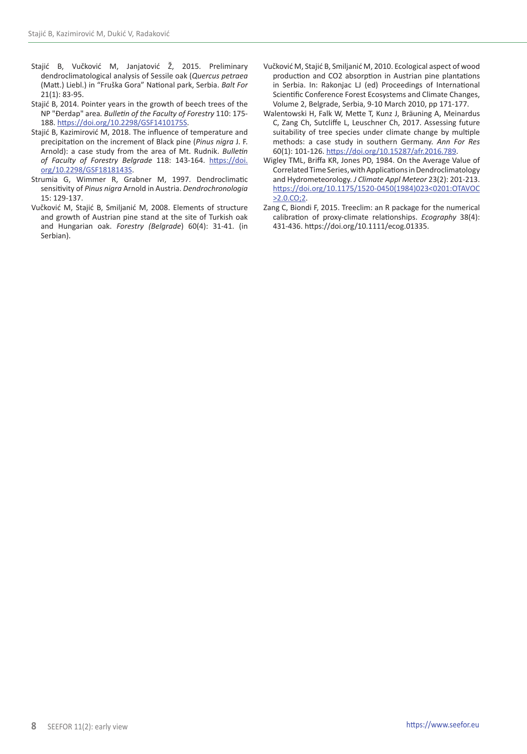Stajić B, Vučković M, Janjatović Ž, 2015. Preliminary dendroclimatological analysis of Sessile oak (*Quercus petraea* (Matt.) Liebl.) in "Fruška Gora" National park, Serbia. *Balt For* 21(1): 83-95.

Stajić B, 2014. Pointer years in the growth of beech trees of the NP "Đerdap" area. *Bulletin of the Faculty of Forestry* 110: 175-188. https://doi.org/10.2298/GSF1410175S.

Stajić B, Kazimirović M, 2018. The influence of temperature and precipitation on the increment of Black pine (*Pinus nigra* J. F. Arnold): a case study from the area of Mt. Rudnik. *Bulletin of Faculty of Forestry Belgrade* 118: 143-164. https://doi.org/10.2298/GSF1818143S.

Strumia G, Wimmer R, Grabner M, 1997. Dendroclimatic sensitivity of *Pinus nigra* Arnold in Austria. *Dendrochronologia* 15: 129-137.

Vučković M, Stajić B, Smiljanić M, 2008. Elements of structure and growth of Austrian pine stand at the site of Turkish oak and Hungarian oak. *Forestry (Belgrade)* 60(4): 31-41. (in Serbian).

Vučković M, Stajić B, Smiljanić M, 2010. Ecological aspect of wood production and CO2 absorption in Austrian pine plantations in Serbia. In: Rakonjac LJ (ed) Proceedings of International Scientific Conference Forest Ecosystems and Climate Changes, Volume 2, Belgrade, Serbia, 9-10 March 2010, pp 171-177.

Walentowski H, Falk W, Mette T, Kunz J, Bräuning A, Meinardus C, Zang Ch, Sutcliffe L, Leuschner Ch, 2017. Assessing future suitability of tree species under climate change by multiple methods: a case study in southern Germany. *Ann For Res* 60(1): 101-126. https://doi.org/10.15287/afr.2016.789.

Wigley TML, Briffa KR, Jones PD, 1984. On the Average Value of Correlated Time Series, with Applications in Dendroclimatology and Hydrometeorology. *J Climate Appl Meteor* 23(2): 201-213. https://doi.org/10.1175/1520-0450(1984)023<0201:OTAVOC>2.0.CO;2.

Zang C, Biondi F, 2015. Treeclim: an R package for the numerical calibration of proxy-climate relationships. *Ecography* 38(4): 431-436. https://doi.org/10.1111/ecog.01335.